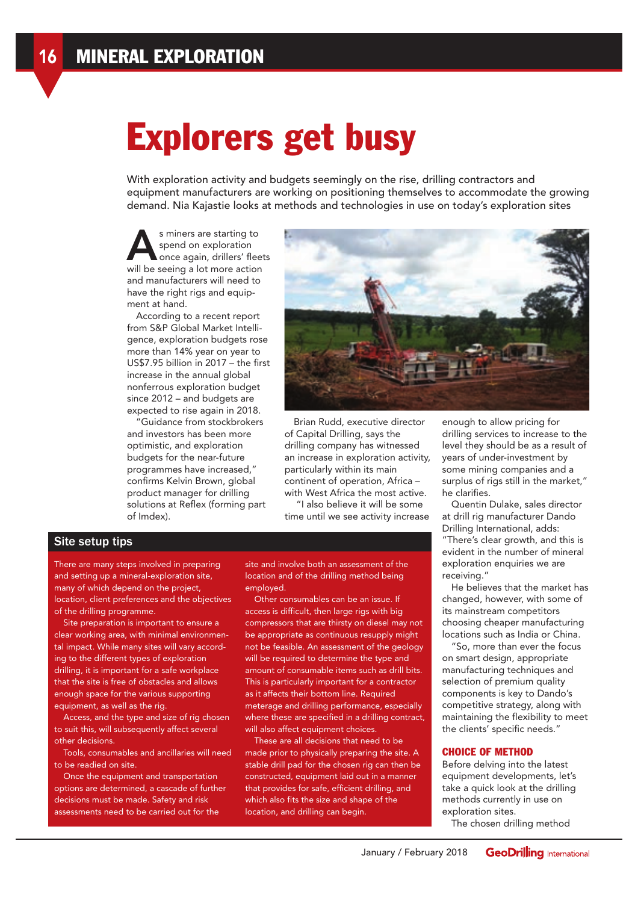# Explorers get busy

With exploration activity and budgets seemingly on the rise, drilling contractors and equipment manufacturers are working on positioning themselves to accommodate the growing demand. Nia Kajastie looks at methods and technologies in use on today's exploration sites

As miners are starting to spend on exploration once again, drillers' fleets will be seeing a lot more action and manufacturers will need to have the right rigs and equipment at hand.

According to a recent report from S&P Global Market Intelligence, exploration budgets rose more than 14% year on year to US$7.95 billion in 2017 – the first increase in the annual global nonferrous exploration budget since 2012 – and budgets are expected to rise again in 2018.

"Guidance from stockbrokers and investors has been more optimistic, and exploration budgets for the near-future programmes have increased," confirms Kelvin Brown, global product manager for drilling solutions at Reflex (forming part of Imdex).

Brian Rudd, executive director of Capital Drilling, says the drilling company has witnessed an increase in exploration activity, particularly within its main continent of operation, Africa – with West Africa the most active.

"I also believe it will be some time until we see activity increase enough to allow pricing for drilling services to increase to the level they should be as a result of years of under-investment by some mining companies and a surplus of rigs still in the market," he clarifies.

Quentin Dulake, sales director at drill rig manufacturer Dando Drilling International, adds: "There's clear growth, and this is evident in the number of mineral exploration enquiries we are receiving."

He believes that the market has changed, however, with some of its mainstream competitors choosing cheaper manufacturing locations such as India or China.

"So, more than ever the focus on smart design, appropriate manufacturing techniques and selection of premium quality components is key to Dando's competitive strategy, along with maintaining the flexibility to meet the clients' specific needs."

## Site setup tips

There are many steps involved in preparing and setting up a mineral-exploration site, many of which depend on the project, location, client preferences and the objectives of the drilling programme.

Site preparation is important to ensure a clear working area, with minimal environmental impact. While many sites will vary according to the different types of exploration drilling, it is important for a safe workplace that the site is free of obstacles and allows enough space for the various supporting equipment, as well as the rig.

Access, and the type and size of rig chosen to suit this, will subsequently affect several other decisions.

Tools, consumables and ancillaries will need to be readied on site.

Once the equipment and transportation options are determined, a cascade of further decisions must be made. Safety and risk assessments need to be carried out for the site and involve both an assessment of the location and of the drilling method being employed.

Other consumables can be an issue. If access is difficult, then large rigs with big compressors that are thirsty on diesel may not be appropriate as continuous resupply might not be feasible. An assessment of the geology will be required to determine the type and amount of consumable items such as drill bits. This is particularly important for a contractor as it affects their bottom line. Required meterage and drilling performance, especially where these are specified in a drilling contract, will also affect equipment choices.

These are all decisions that need to be made prior to physically preparing the site. A stable drill pad for the chosen rig can then be constructed, equipment laid out in a manner that provides for safe, efficient drilling, and which also fits the size and shape of the location, and drilling can begin.

## CHOICE OF METHOD

Before delving into the latest equipment developments, let's take a quick look at the drilling methods currently in use on exploration sites.

The chosen drilling method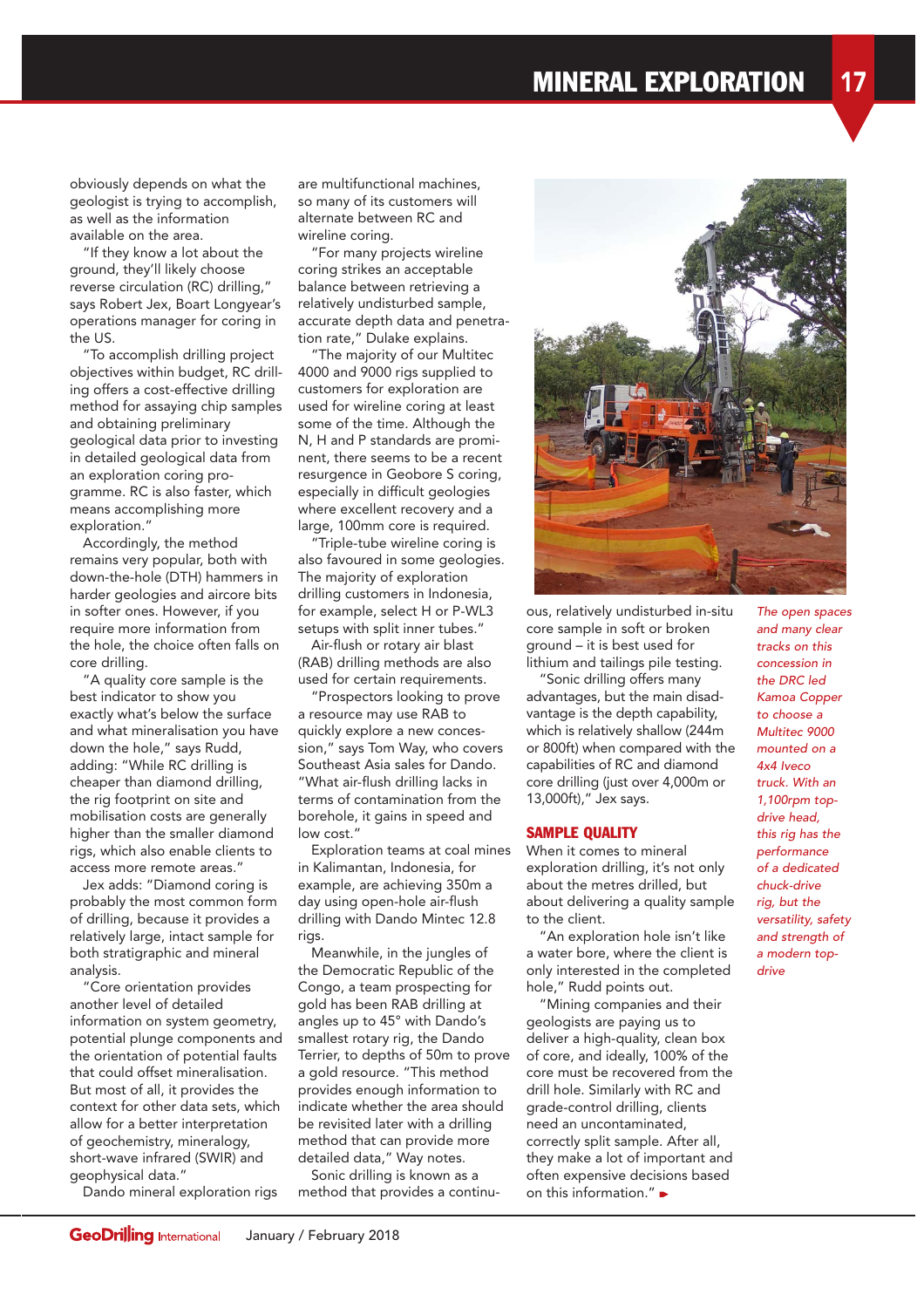obviously depends on what the geologist is trying to accomplish, as well as the information available on the area.

"If they know a lot about the ground, they'll likely choose reverse circulation (RC) drilling," says Robert Jex, Boart Longyear's operations manager for coring in the US.

"To accomplish drilling project objectives within budget, RC drilling offers a cost-effective drilling method for assaying chip samples and obtaining preliminary geological data prior to investing in detailed geological data from an exploration coring programme. RC is also faster, which means accomplishing more exploration."

Accordingly, the method remains very popular, both with down-the-hole (DTH) hammers in harder geologies and aircore bits in softer ones. However, if you require more information from the hole, the choice often falls on core drilling.

"A quality core sample is the best indicator to show you exactly what's below the surface and what mineralisation you have down the hole," says Rudd, adding: "While RC drilling is cheaper than diamond drilling, the rig footprint on site and mobilisation costs are generally higher than the smaller diamond rigs, which also enable clients to access more remote areas."

Jex adds: "Diamond coring is probably the most common form of drilling, because it provides a relatively large, intact sample for both stratigraphic and mineral analysis.

"Core orientation provides another level of detailed information on system geometry, potential plunge components and the orientation of potential faults that could offset mineralisation. But most of all, it provides the context for other data sets, which allow for a better interpretation of geochemistry, mineralogy, short-wave infrared (SWIR) and geophysical data."

Dando mineral exploration rigs are multifunctional machines, so many of its customers will alternate between RC and wireline coring.

"For many projects wireline coring strikes an acceptable balance between retrieving a relatively undisturbed sample, accurate depth data and penetration rate," Dulake explains.

"The majority of our Multitec 4000 and 9000 rigs supplied to customers for exploration are used for wireline coring at least some of the time. Although the N, H and P standards are prominent, there seems to be a recent resurgence in Geobore S coring, especially in difficult geologies where excellent recovery and a large, 100mm core is required.

"Triple-tube wireline coring is also favoured in some geologies. The majority of exploration drilling customers in Indonesia, for example, select H or P-WL3 setups with split inner tubes."

Air-flush or rotary air blast (RAB) drilling methods are also used for certain requirements.

"Prospectors looking to prove a resource may use RAB to quickly explore a new concession," says Tom Way, who covers Southeast Asia sales for Dando. "What air-flush drilling lacks in terms of contamination from the borehole, it gains in speed and low cost."

Exploration teams at coal mines in Kalimantan, Indonesia, for example, are achieving 350m a day using open-hole air-flush drilling with Dando Mintec 12.8 rigs.

Meanwhile, in the jungles of the Democratic Republic of the Congo, a team prospecting for gold has been RAB drilling at angles up to 45° with Dando's smallest rotary rig, the Dando Terrier, to depths of 50m to prove a gold resource. "This method provides enough information to indicate whether the area should be revisited later with a drilling method that can provide more detailed data," Way notes.

Sonic drilling is known as a method that provides a continuous, relatively undisturbed in-situ core sample in soft or broken ground – it is best used for lithium and tailings pile testing.

"Sonic drilling offers many advantages, but the main disadvantage is the depth capability, which is relatively shallow (244m or 800ft) when compared with the capabilities of RC and diamond core drilling (just over 4,000m or 13,000ft)," Jex says.

*The open spaces and many clear tracks on this concession in the DRC led Kamoa Copper to choose a Multitec 9000 mounted on a 4x4 Iveco truck. With an 1,100rpm top-drive head, this rig has the performance of a dedicated chuck-drive rig, but the versatility, safety and strength of a modern top-drive*

## SAMPLE QUALITY

When it comes to mineral exploration drilling, it's not only about the metres drilled, but about delivering a quality sample to the client.

"An exploration hole isn't like a water bore, where the client is only interested in the completed hole," Rudd points out.

"Mining companies and their geologists are paying us to deliver a high-quality, clean box of core, and ideally, 100% of the core must be recovered from the drill hole. Similarly with RC and grade-control drilling, clients need an uncontaminated, correctly split sample. After all, they make a lot of important and often expensive decisions based on this information."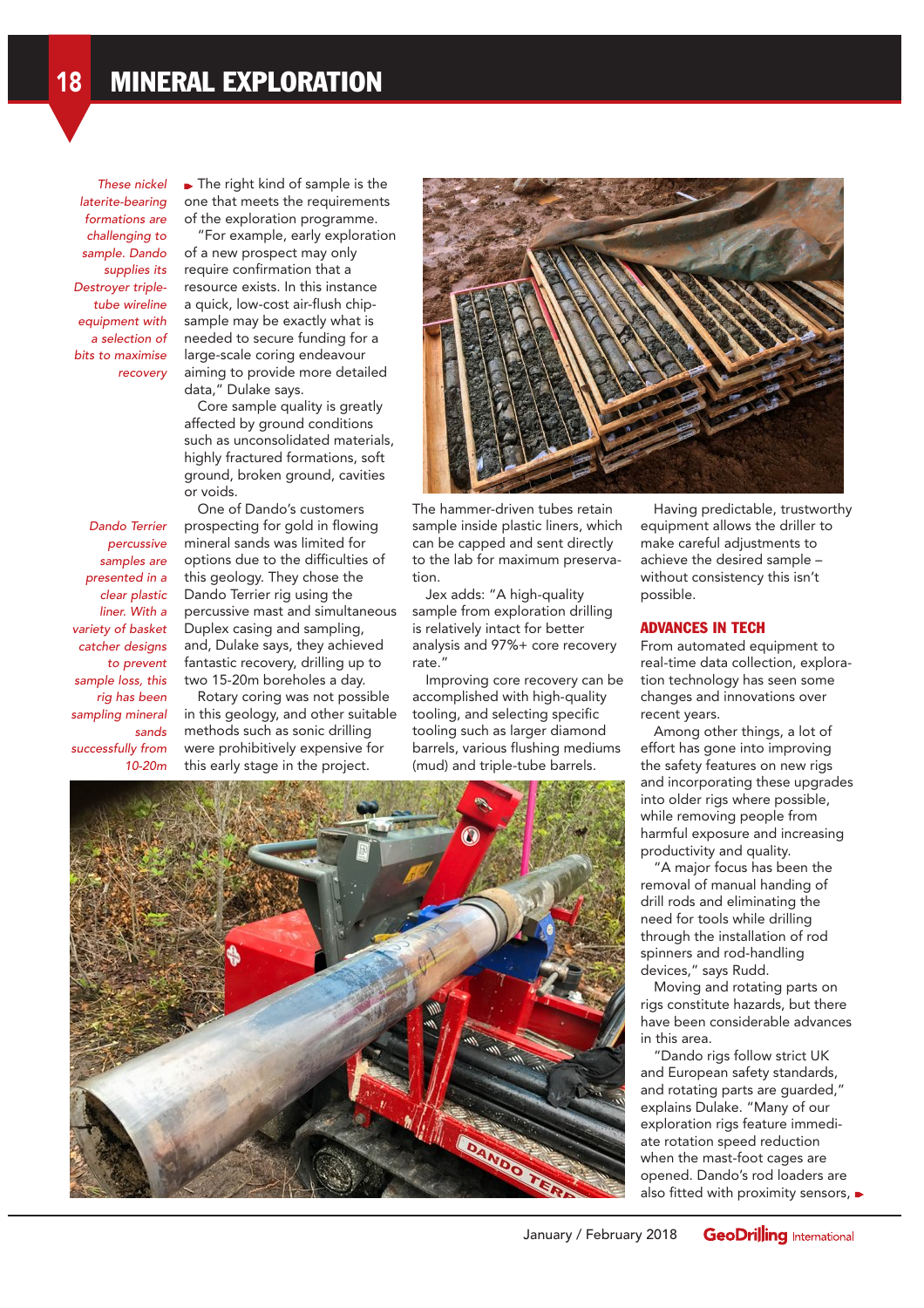*These nickel laterite-bearing formations are challenging to sample. Dando supplies its Destroyer triple-tube wireline equipment with a selection of bits to maximise recovery*

*Dando Terrier percussive samples are presented in a clear plastic liner. With a variety of basket catcher designs to prevent sample loss, this rig has been sampling mineral sands successfully from 10-20m*

The right kind of sample is the one that meets the requirements of the exploration programme.

"For example, early exploration of a new prospect may only require confirmation that a resource exists. In this instance a quick, low-cost air-flush chip-sample may be exactly what is needed to secure funding for a large-scale coring endeavour aiming to provide more detailed data," Dulake says.

Core sample quality is greatly affected by ground conditions such as unconsolidated materials, highly fractured formations, soft ground, broken ground, cavities or voids.

One of Dando's customers prospecting for gold in flowing mineral sands was limited for options due to the difficulties of this geology. They chose the Dando Terrier rig using the percussive mast and simultaneous Duplex casing and sampling, and, Dulake says, they achieved fantastic recovery, drilling up to two 15-20m boreholes a day.

Rotary coring was not possible in this geology, and other suitable methods such as sonic drilling were prohibitively expensive for this early stage in the project.

The hammer-driven tubes retain sample inside plastic liners, which can be capped and sent directly to the lab for maximum preservation.

Jex adds: "A high-quality sample from exploration drilling is relatively intact for better analysis and 97%+ core recovery rate."

Improving core recovery can be accomplished with high-quality tooling, and selecting specific tooling such as larger diamond barrels, various flushing mediums (mud) and triple-tube barrels.

Having predictable, trustworthy equipment allows the driller to make careful adjustments to achieve the desired sample – without consistency this isn't possible.

## ADVANCES IN TECH

From automated equipment to real-time data collection, exploration technology has seen some changes and innovations over recent years.

Among other things, a lot of effort has gone into improving the safety features on new rigs and incorporating these upgrades into older rigs where possible, while removing people from harmful exposure and increasing productivity and quality.

"A major focus has been the removal of manual handing of drill rods and eliminating the need for tools while drilling through the installation of rod spinners and rod-handling devices," says Rudd.

Moving and rotating parts on rigs constitute hazards, but there have been considerable advances in this area.

"Dando rigs follow strict UK and European safety standards, and rotating parts are guarded," explains Dulake. "Many of our exploration rigs feature immediate rotation speed reduction when the mast-foot cages are opened. Dando's rod loaders are also fitted with proximity sensors,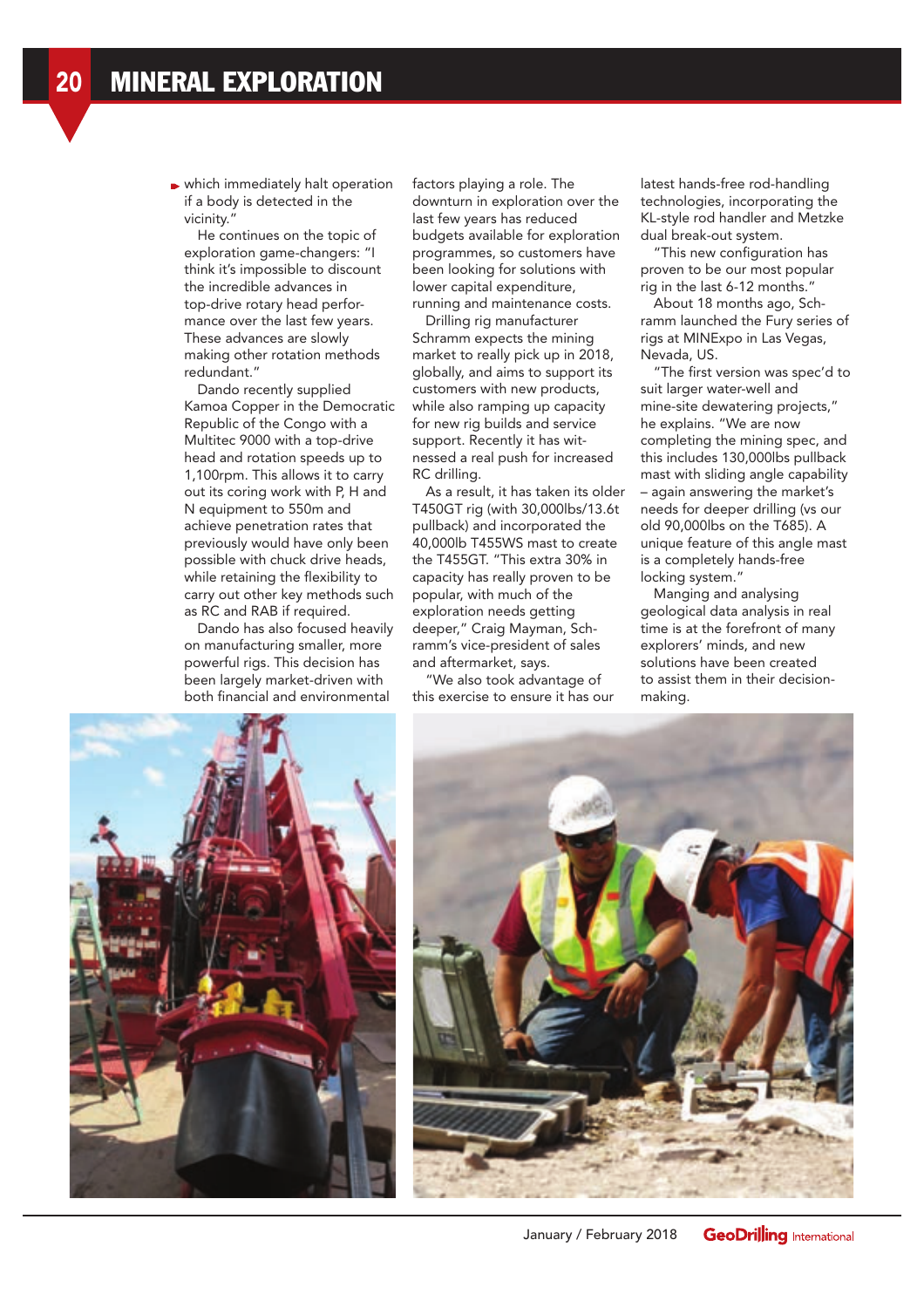which immediately halt operation if a body is detected in the vicinity."

He continues on the topic of exploration game-changers: "I think it's impossible to discount the incredible advances in top-drive rotary head performance over the last few years. These advances are slowly making other rotation methods redundant."

Dando recently supplied Kamoa Copper in the Democratic Republic of the Congo with a Multitec 9000 with a top-drive head and rotation speeds up to 1,100rpm. This allows it to carry out its coring work with P, H and N equipment to 550m and achieve penetration rates that previously would have only been possible with chuck drive heads, while retaining the flexibility to carry out other key methods such as RC and RAB if required.

Dando has also focused heavily on manufacturing smaller, more powerful rigs. This decision has been largely market-driven with both financial and environmental factors playing a role. The downturn in exploration over the last few years has reduced budgets available for exploration programmes, so customers have been looking for solutions with lower capital expenditure, running and maintenance costs.

Drilling rig manufacturer Schramm expects the mining market to really pick up in 2018, globally, and aims to support its customers with new products, while also ramping up capacity for new rig builds and service support. Recently it has witnessed a real push for increased RC drilling.

As a result, it has taken its older T450GT rig (with 30,000lbs/13.6t pullback) and incorporated the 40,000lb T455WS mast to create the T455GT. "This extra 30% in capacity has really proven to be popular, with much of the exploration needs getting deeper," Craig Mayman, Schramm's vice-president of sales and aftermarket, says.

"We also took advantage of this exercise to ensure it has our latest hands-free rod-handling technologies, incorporating the KL-style rod handler and Metzke dual break-out system.

"This new configuration has proven to be our most popular rig in the last 6-12 months."

About 18 months ago, Schramm launched the Fury series of rigs at MINExpo in Las Vegas, Nevada, US.

"The first version was spec'd to suit larger water-well and mine-site dewatering projects," he explains. "We are now completing the mining spec, and this includes 130,000lbs pullback mast with sliding angle capability – again answering the market's needs for deeper drilling (vs our old 90,000lbs on the T685). A unique feature of this angle mast is a completely hands-free locking system."

Manging and analysing geological data analysis in real time is at the forefront of many explorers' minds, and new solutions have been created to assist them in their decision-making.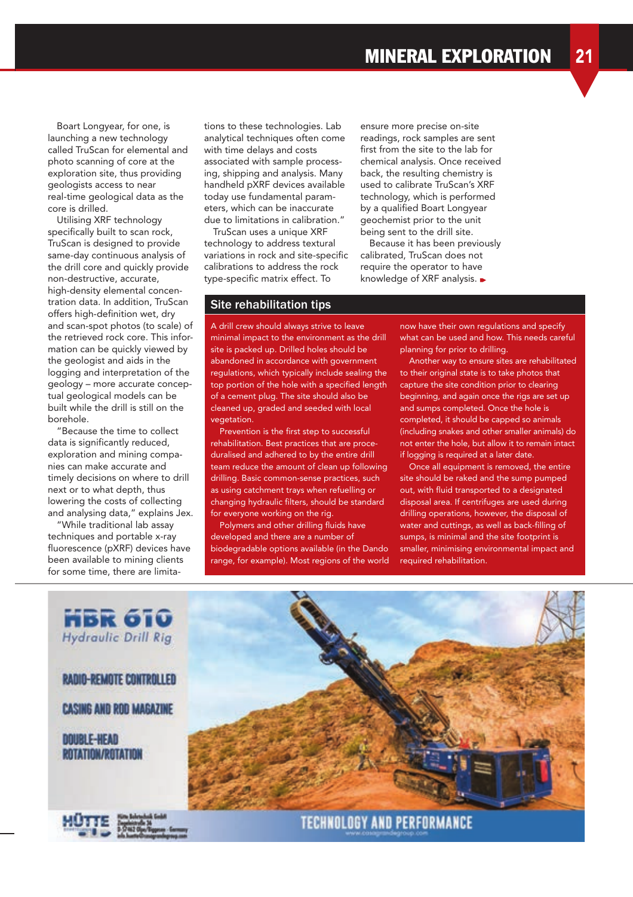Boart Longyear, for one, is launching a new technology called TruScan for elemental and photo scanning of core at the exploration site, thus providing geologists access to near real-time geological data as the core is drilled.

Utilising XRF technology specifically built to scan rock, TruScan is designed to provide same-day continuous analysis of the drill core and quickly provide non-destructive, accurate, high-density elemental concentration data. In addition, TruScan offers high-definition wet, dry and scan-spot photos (to scale) of the retrieved rock core. This information can be quickly viewed by the geologist and aids in the logging and interpretation of the geology – more accurate conceptual geological models can be built while the drill is still on the borehole.

"Because the time to collect data is significantly reduced, exploration and mining companies can make accurate and timely decisions on where to drill next or to what depth, thus lowering the costs of collecting and analysing data," explains Jex.

"While traditional lab assay techniques and portable x-ray fluorescence (pXRF) devices have been available to mining clients for some time, there are limitations to these technologies. Lab analytical techniques often come with time delays and costs associated with sample processing, shipping and analysis. Many handheld pXRF devices available today use fundamental parameters, which can be inaccurate due to limitations in calibration."

TruScan uses a unique XRF technology to address textural variations in rock and site-specific calibrations to address the rock type-specific matrix effect. To ensure more precise on-site readings, rock samples are sent first from the site to the lab for chemical analysis. Once received back, the resulting chemistry is used to calibrate TruScan's XRF technology, which is performed by a qualified Boart Longyear geochemist prior to the unit being sent to the drill site.

Because it has been previously calibrated, TruScan does not require the operator to have knowledge of XRF analysis.

## Site rehabilitation tips

A drill crew should always strive to leave minimal impact to the environment as the drill site is packed up. Drilled holes should be abandoned in accordance with government regulations, which typically include sealing the top portion of the hole with a specified length of a cement plug. The site should also be cleaned up, graded and seeded with local vegetation.

Prevention is the first step to successful rehabilitation. Best practices that are proceduralised and adhered to by the entire drill team reduce the amount of clean up following drilling. Basic common-sense practices, such as using catchment trays when refuelling or changing hydraulic filters, should be standard for everyone working on the rig.

Polymers and other drilling fluids have developed and there are a number of biodegradable options available (in the Dando range, for example). Most regions of the world now have their own regulations and specify what can be used and how. This needs careful planning for prior to drilling.

Another way to ensure sites are rehabilitated to their original state is to take photos that capture the site condition prior to clearing beginning, and again once the rigs are set up and sumps completed. Once the hole is completed, it should be capped so animals (including snakes and other smaller animals) do not enter the hole, but allow it to remain intact if logging is required at a later date.

Once all equipment is removed, the entire site should be raked and the sump pumped out, with fluid transported to a designated disposal area. If centrifuges are used during drilling operations, however, the disposal of water and cuttings, as well as back-filling of sumps, is minimal and the site footprint is smaller, minimising environmental impact and required rehabilitation.

**HBR 610**
*Hydraulic Drill Rig*

RADIO-REMOTE CONTROLLED

CASING AND ROD MAGAZINE

DOUBLE-HEAD ROTATION/ROTATION

HÜTTE

TECHNOLOGY AND PERFORMANCE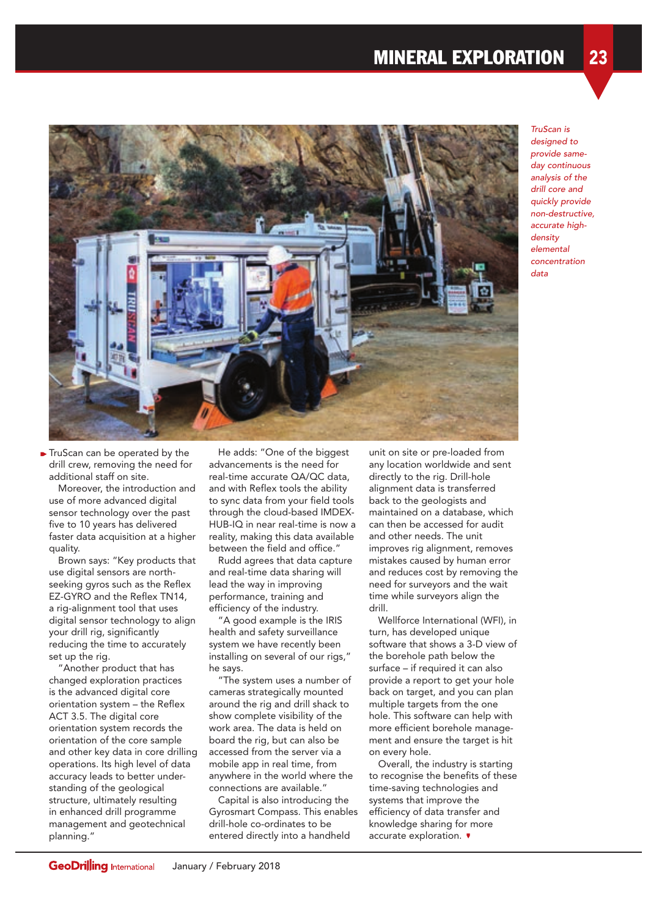*TruScan is designed to provide same-day continuous analysis of the drill core and quickly provide non-destructive, accurate high-density elemental concentration data*

TruScan can be operated by the drill crew, removing the need for additional staff on site.

Moreover, the introduction and use of more advanced digital sensor technology over the past five to 10 years has delivered faster data acquisition at a higher quality.

Brown says: "Key products that use digital sensors are north-seeking gyros such as the Reflex EZ-GYRO and the Reflex TN14, a rig-alignment tool that uses digital sensor technology to align your drill rig, significantly reducing the time to accurately set up the rig.

"Another product that has changed exploration practices is the advanced digital core orientation system – the Reflex ACT 3.5. The digital core orientation system records the orientation of the core sample and other key data in core drilling operations. Its high level of data accuracy leads to better understanding of the geological structure, ultimately resulting in enhanced drill programme management and geotechnical planning."

He adds: "One of the biggest advancements is the need for real-time accurate QA/QC data, and with Reflex tools the ability to sync data from your field tools through the cloud-based IMDEX-HUB-IQ in near real-time is now a reality, making this data available between the field and office."

Rudd agrees that data capture and real-time data sharing will lead the way in improving performance, training and efficiency of the industry.

"A good example is the IRIS health and safety surveillance system we have recently been installing on several of our rigs," he says.

"The system uses a number of cameras strategically mounted around the rig and drill shack to show complete visibility of the work area. The data is held on board the rig, but can also be accessed from the server via a mobile app in real time, from anywhere in the world where the connections are available."

Capital is also introducing the Gyrosmart Compass. This enables drill-hole co-ordinates to be entered directly into a handheld unit on site or pre-loaded from any location worldwide and sent directly to the rig. Drill-hole alignment data is transferred back to the geologists and maintained on a database, which can then be accessed for audit and other needs. The unit improves rig alignment, removes mistakes caused by human error and reduces cost by removing the need for surveyors and the wait time while surveyors align the drill.

Wellforce International (WFI), in turn, has developed unique software that shows a 3-D view of the borehole path below the surface – if required it can also provide a report to get your hole back on target, and you can plan multiple targets from the one hole. This software can help with more efficient borehole management and ensure the target is hit on every hole.

Overall, the industry is starting to recognise the benefits of these time-saving technologies and systems that improve the efficiency of data transfer and knowledge sharing for more accurate exploration.